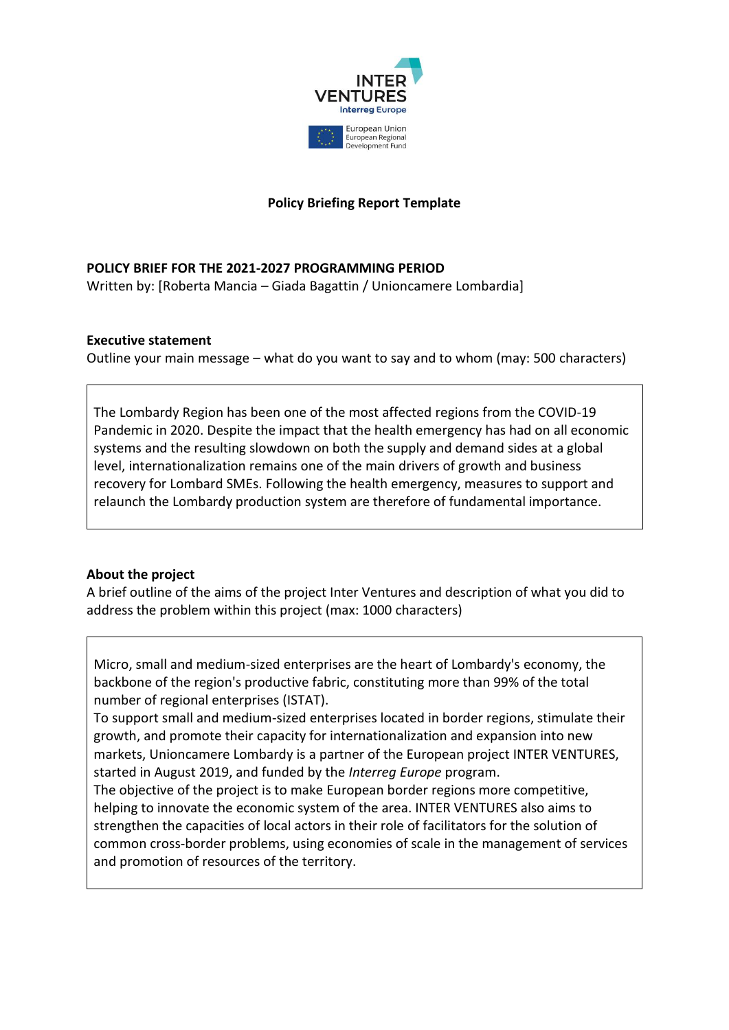INTER VENTURES
Interreg Europe

European Union
European Regional Development Fund

**Policy Briefing Report Template**

**POLICY BRIEF FOR THE 2021-2027 PROGRAMMING PERIOD**

Written by: [Roberta Mancia – Giada Bagattin / Unioncamere Lombardia]

**Executive statement**

Outline your main message – what do you want to say and to whom (may: 500 characters)

The Lombardy Region has been one of the most affected regions from the COVID-19 Pandemic in 2020. Despite the impact that the health emergency has had on all economic systems and the resulting slowdown on both the supply and demand sides at a global level, internationalization remains one of the main drivers of growth and business recovery for Lombard SMEs. Following the health emergency, measures to support and relaunch the Lombardy production system are therefore of fundamental importance.

**About the project**

A brief outline of the aims of the project Inter Ventures and description of what you did to address the problem within this project (max: 1000 characters)

Micro, small and medium-sized enterprises are the heart of Lombardy's economy, the backbone of the region's productive fabric, constituting more than 99% of the total number of regional enterprises (ISTAT).

To support small and medium-sized enterprises located in border regions, stimulate their growth, and promote their capacity for internationalization and expansion into new markets, Unioncamere Lombardy is a partner of the European project INTER VENTURES, started in August 2019, and funded by the *Interreg Europe* program.

The objective of the project is to make European border regions more competitive, helping to innovate the economic system of the area. INTER VENTURES also aims to strengthen the capacities of local actors in their role of facilitators for the solution of common cross-border problems, using economies of scale in the management of services and promotion of resources of the territory.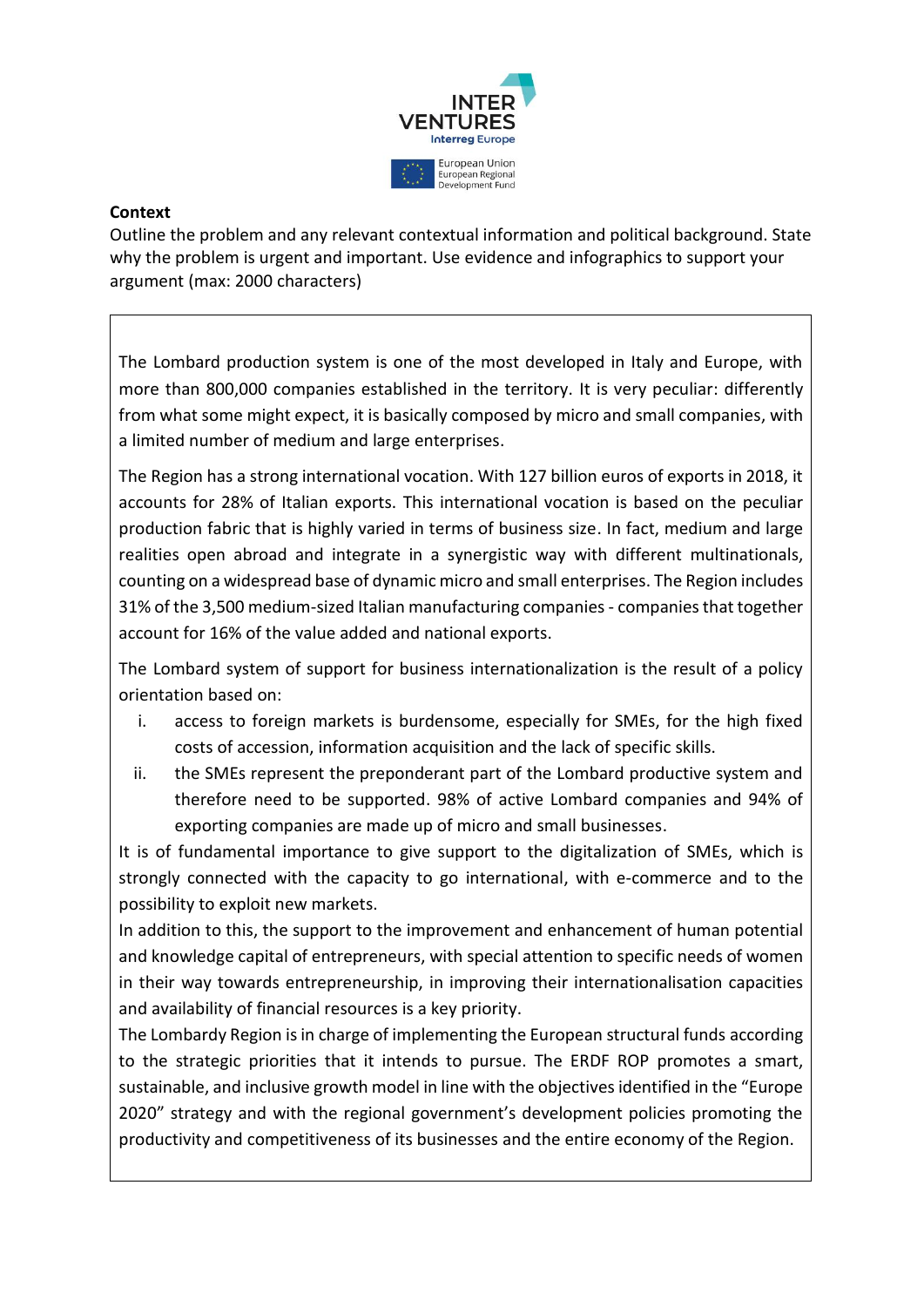**Context**

Outline the problem and any relevant contextual information and political background. State why the problem is urgent and important. Use evidence and infographics to support your argument (max: 2000 characters)

The Lombard production system is one of the most developed in Italy and Europe, with more than 800,000 companies established in the territory. It is very peculiar: differently from what some might expect, it is basically composed by micro and small companies, with a limited number of medium and large enterprises.

The Region has a strong international vocation. With 127 billion euros of exports in 2018, it accounts for 28% of Italian exports. This international vocation is based on the peculiar production fabric that is highly varied in terms of business size. In fact, medium and large realities open abroad and integrate in a synergistic way with different multinationals, counting on a widespread base of dynamic micro and small enterprises. The Region includes 31% of the 3,500 medium-sized Italian manufacturing companies - companies that together account for 16% of the value added and national exports.

The Lombard system of support for business internationalization is the result of a policy orientation based on:

i. access to foreign markets is burdensome, especially for SMEs, for the high fixed costs of accession, information acquisition and the lack of specific skills.
ii. the SMEs represent the preponderant part of the Lombard productive system and therefore need to be supported. 98% of active Lombard companies and 94% of exporting companies are made up of micro and small businesses.

It is of fundamental importance to give support to the digitalization of SMEs, which is strongly connected with the capacity to go international, with e-commerce and to the possibility to exploit new markets.

In addition to this, the support to the improvement and enhancement of human potential and knowledge capital of entrepreneurs, with special attention to specific needs of women in their way towards entrepreneurship, in improving their internationalisation capacities and availability of financial resources is a key priority.

The Lombardy Region is in charge of implementing the European structural funds according to the strategic priorities that it intends to pursue. The ERDF ROP promotes a smart, sustainable, and inclusive growth model in line with the objectives identified in the "Europe 2020" strategy and with the regional government's development policies promoting the productivity and competitiveness of its businesses and the entire economy of the Region.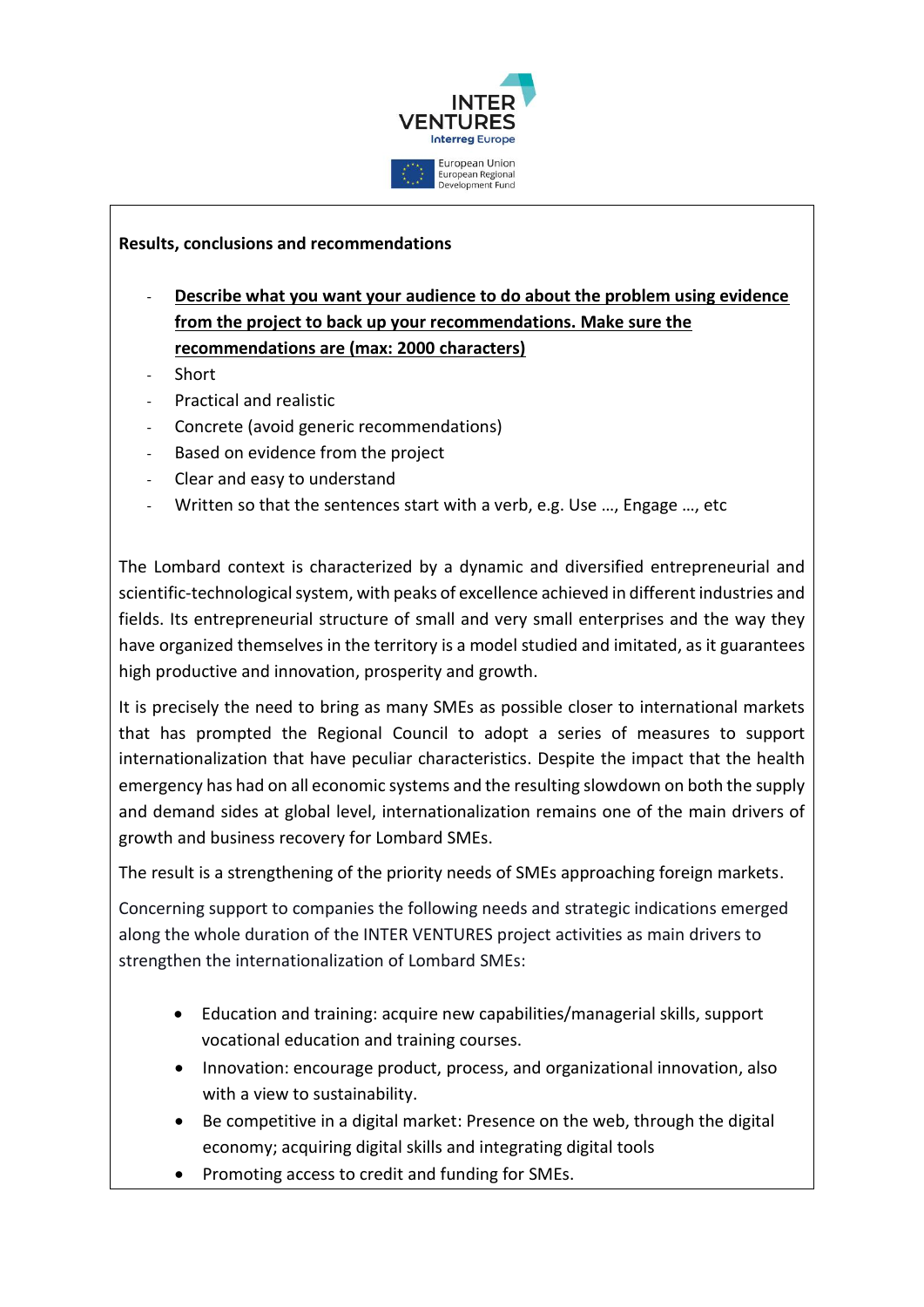**Results, conclusions and recommendations**

- **<u>Describe what you want your audience to do about the problem using evidence from the project to back up your recommendations. Make sure the recommendations are (max: 2000 characters)</u>**
- Short
- Practical and realistic
- Concrete (avoid generic recommendations)
- Based on evidence from the project
- Clear and easy to understand
- Written so that the sentences start with a verb, e.g. Use …, Engage …, etc

The Lombard context is characterized by a dynamic and diversified entrepreneurial and scientific-technological system, with peaks of excellence achieved in different industries and fields. Its entrepreneurial structure of small and very small enterprises and the way they have organized themselves in the territory is a model studied and imitated, as it guarantees high productive and innovation, prosperity and growth.

It is precisely the need to bring as many SMEs as possible closer to international markets that has prompted the Regional Council to adopt a series of measures to support internationalization that have peculiar characteristics. Despite the impact that the health emergency has had on all economic systems and the resulting slowdown on both the supply and demand sides at global level, internationalization remains one of the main drivers of growth and business recovery for Lombard SMEs.

The result is a strengthening of the priority needs of SMEs approaching foreign markets.

Concerning support to companies the following needs and strategic indications emerged along the whole duration of the INTER VENTURES project activities as main drivers to strengthen the internationalization of Lombard SMEs:

- Education and training: acquire new capabilities/managerial skills, support vocational education and training courses.
- Innovation: encourage product, process, and organizational innovation, also with a view to sustainability.
- Be competitive in a digital market: Presence on the web, through the digital economy; acquiring digital skills and integrating digital tools
- Promoting access to credit and funding for SMEs.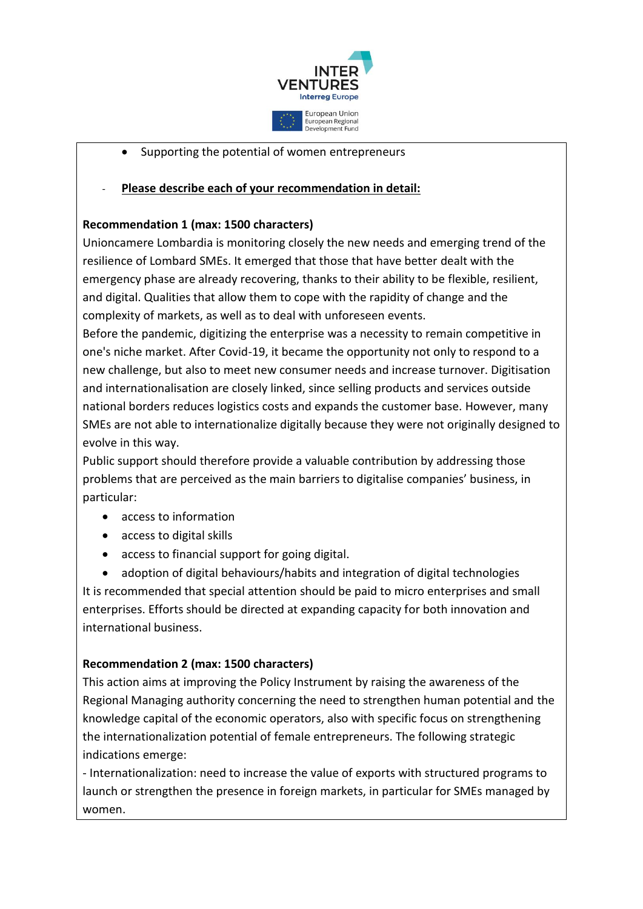- Supporting the potential of women entrepreneurs

- **Please describe each of your recommendation in detail:**

**Recommendation 1 (max: 1500 characters)**

Unioncamere Lombardia is monitoring closely the new needs and emerging trend of the resilience of Lombard SMEs. It emerged that those that have better dealt with the emergency phase are already recovering, thanks to their ability to be flexible, resilient, and digital. Qualities that allow them to cope with the rapidity of change and the complexity of markets, as well as to deal with unforeseen events.

Before the pandemic, digitizing the enterprise was a necessity to remain competitive in one's niche market. After Covid-19, it became the opportunity not only to respond to a new challenge, but also to meet new consumer needs and increase turnover. Digitisation and internationalisation are closely linked, since selling products and services outside national borders reduces logistics costs and expands the customer base. However, many SMEs are not able to internationalize digitally because they were not originally designed to evolve in this way.

Public support should therefore provide a valuable contribution by addressing those problems that are perceived as the main barriers to digitalise companies' business, in particular:

- access to information
- access to digital skills
- access to financial support for going digital.
- adoption of digital behaviours/habits and integration of digital technologies

It is recommended that special attention should be paid to micro enterprises and small enterprises. Efforts should be directed at expanding capacity for both innovation and international business.

**Recommendation 2 (max: 1500 characters)**

This action aims at improving the Policy Instrument by raising the awareness of the Regional Managing authority concerning the need to strengthen human potential and the knowledge capital of the economic operators, also with specific focus on strengthening the internationalization potential of female entrepreneurs. The following strategic indications emerge:

- Internationalization: need to increase the value of exports with structured programs to launch or strengthen the presence in foreign markets, in particular for SMEs managed by women.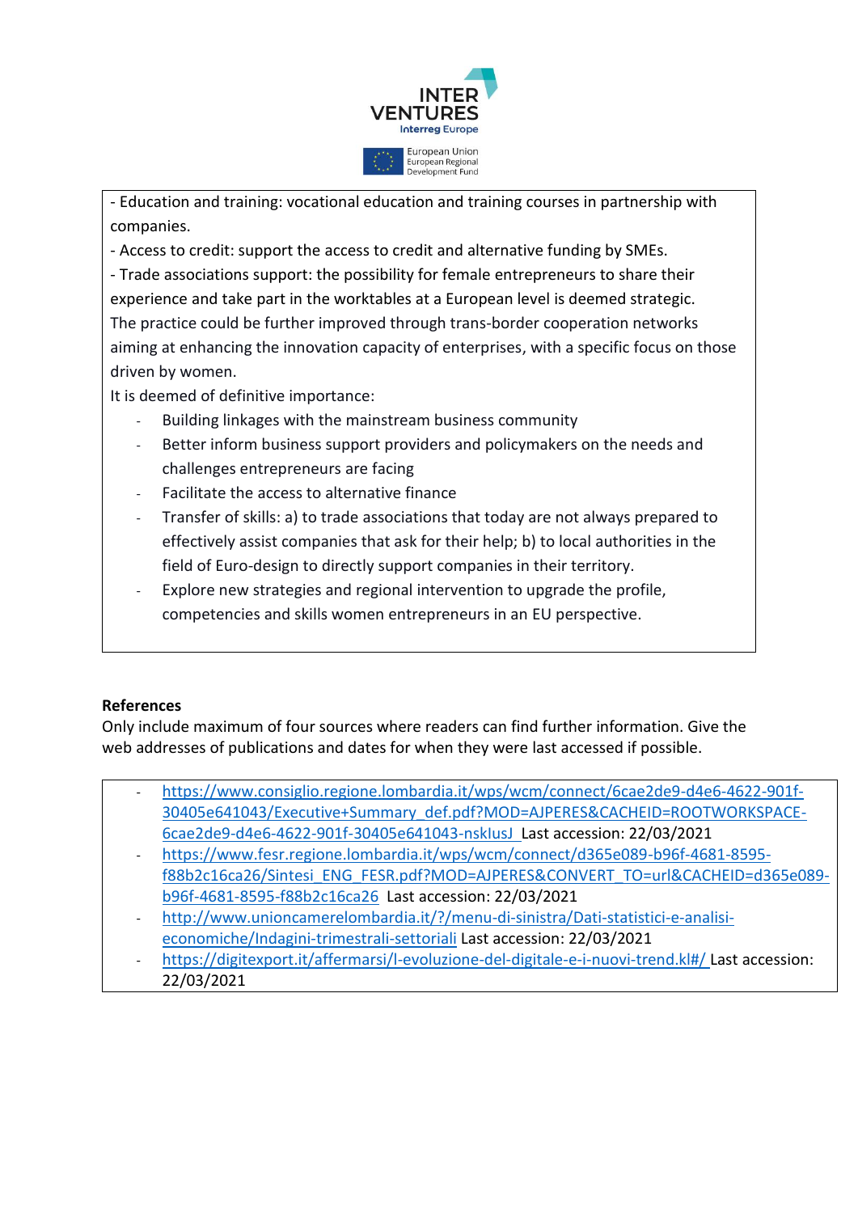- Education and training: vocational education and training courses in partnership with companies.
- Access to credit: support the access to credit and alternative funding by SMEs.
- Trade associations support: the possibility for female entrepreneurs to share their experience and take part in the worktables at a European level is deemed strategic.

The practice could be further improved through trans-border cooperation networks aiming at enhancing the innovation capacity of enterprises, with a specific focus on those driven by women.

It is deemed of definitive importance:

- Building linkages with the mainstream business community
- Better inform business support providers and policymakers on the needs and challenges entrepreneurs are facing
- Facilitate the access to alternative finance
- Transfer of skills: a) to trade associations that today are not always prepared to effectively assist companies that ask for their help; b) to local authorities in the field of Euro-design to directly support companies in their territory.
- Explore new strategies and regional intervention to upgrade the profile, competencies and skills women entrepreneurs in an EU perspective.

**References**

Only include maximum of four sources where readers can find further information. Give the web addresses of publications and dates for when they were last accessed if possible.

- https://www.consiglio.regione.lombardia.it/wps/wcm/connect/6cae2de9-d4e6-4622-901f-30405e641043/Executive+Summary_def.pdf?MOD=AJPERES&CACHEID=ROOTWORKSPACE-6cae2de9-d4e6-4622-901f-30405e641043-nsklusJ Last accession: 22/03/2021
- https://www.fesr.regione.lombardia.it/wps/wcm/connect/d365e089-b96f-4681-8595-f88b2c16ca26/Sintesi_ENG_FESR.pdf?MOD=AJPERES&CONVERT_TO=url&CACHEID=d365e089-b96f-4681-8595-f88b2c16ca26 Last accession: 22/03/2021
- http://www.unioncamerelombardia.it/?/menu-di-sinistra/Dati-statistici-e-analisi-economiche/Indagini-trimestrali-settoriali Last accession: 22/03/2021
- https://digitexport.it/affermarsi/l-evoluzione-del-digitale-e-i-nuovi-trend.kl#/ Last accession: 22/03/2021